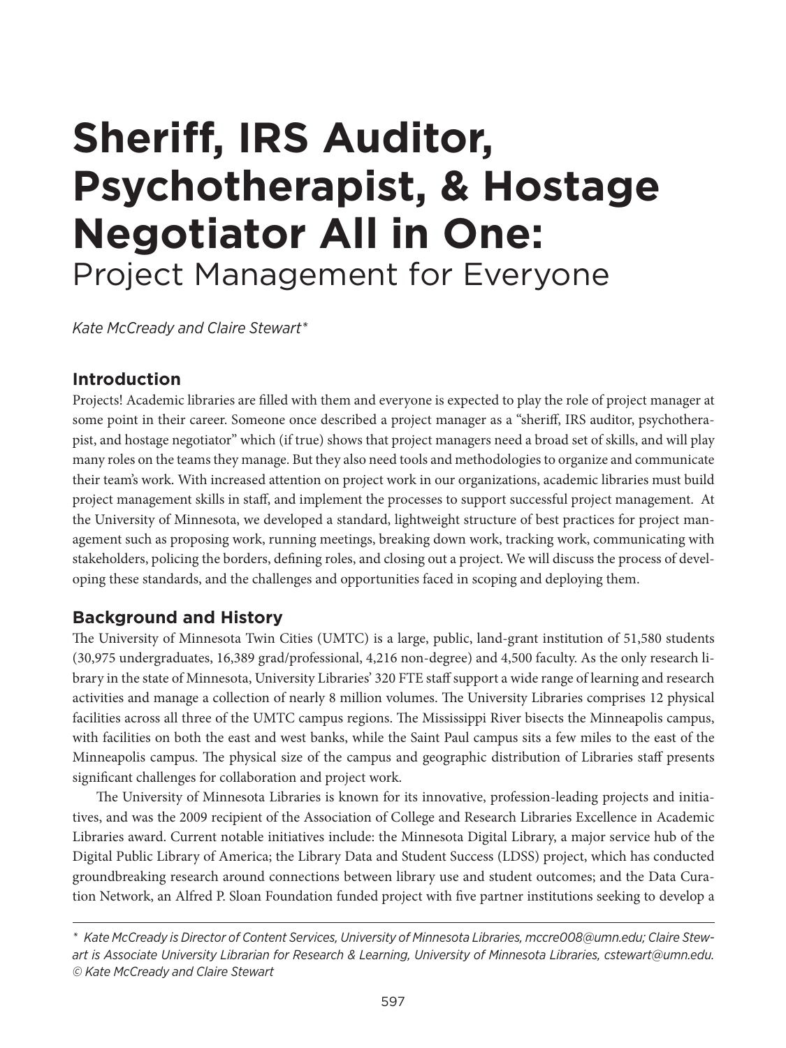# Sheriff, IRS Auditor, Psychotherapist, & Hostage Negotiator All in One:

## Project Management for Everyone

*Kate McCready and Claire Stewart**

### Introduction

Projects! Academic libraries are filled with them and everyone is expected to play the role of project manager at some point in their career. Someone once described a project manager as a "sheriff, IRS auditor, psychotherapist, and hostage negotiator" which (if true) shows that project managers need a broad set of skills, and will play many roles on the teams they manage. But they also need tools and methodologies to organize and communicate their team's work. With increased attention on project work in our organizations, academic libraries must build project management skills in staff, and implement the processes to support successful project management. At the University of Minnesota, we developed a standard, lightweight structure of best practices for project management such as proposing work, running meetings, breaking down work, tracking work, communicating with stakeholders, policing the borders, defining roles, and closing out a project. We will discuss the process of developing these standards, and the challenges and opportunities faced in scoping and deploying them.

### Background and History

The University of Minnesota Twin Cities (UMTC) is a large, public, land-grant institution of 51,580 students (30,975 undergraduates, 16,389 grad/professional, 4,216 non-degree) and 4,500 faculty. As the only research library in the state of Minnesota, University Libraries' 320 FTE staff support a wide range of learning and research activities and manage a collection of nearly 8 million volumes. The University Libraries comprises 12 physical facilities across all three of the UMTC campus regions. The Mississippi River bisects the Minneapolis campus, with facilities on both the east and west banks, while the Saint Paul campus sits a few miles to the east of the Minneapolis campus. The physical size of the campus and geographic distribution of Libraries staff presents significant challenges for collaboration and project work.

The University of Minnesota Libraries is known for its innovative, profession-leading projects and initiatives, and was the 2009 recipient of the Association of College and Research Libraries Excellence in Academic Libraries award. Current notable initiatives include: the Minnesota Digital Library, a major service hub of the Digital Public Library of America; the Library Data and Student Success (LDSS) project, which has conducted groundbreaking research around connections between library use and student outcomes; and the Data Curation Network, an Alfred P. Sloan Foundation funded project with five partner institutions seeking to develop a

---

*\* Kate McCready is Director of Content Services, University of Minnesota Libraries, mccre008@umn.edu; Claire Stewart is Associate University Librarian for Research & Learning, University of Minnesota Libraries, cstewart@umn.edu. © Kate McCready and Claire Stewart*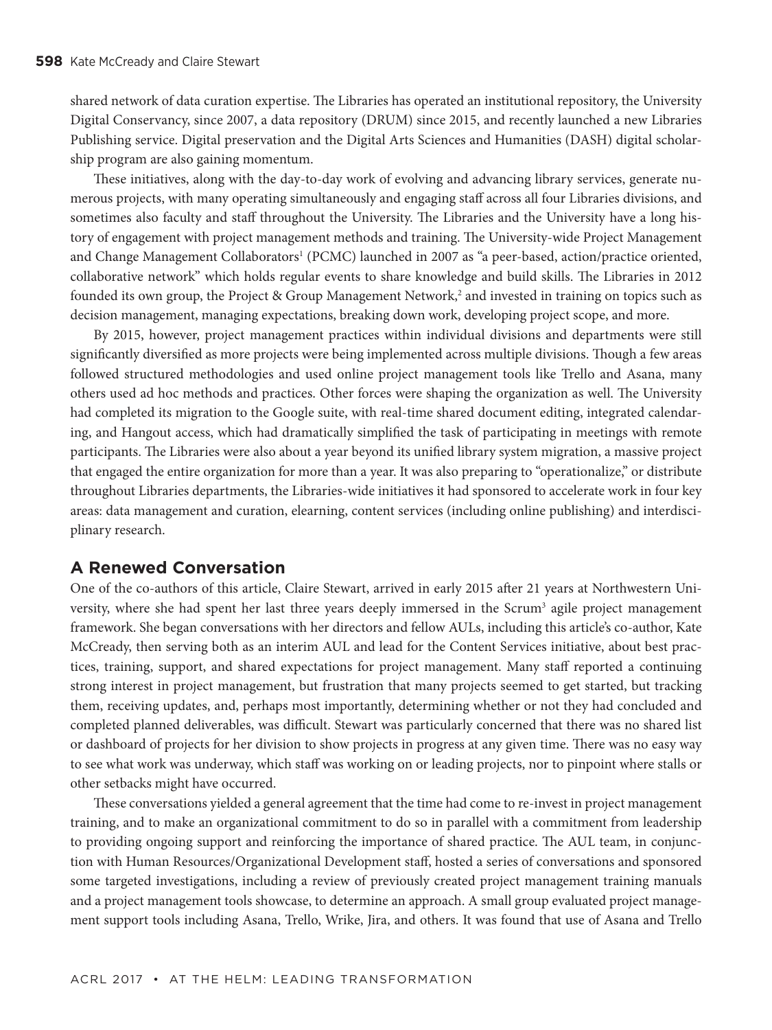shared network of data curation expertise. The Libraries has operated an institutional repository, the University Digital Conservancy, since 2007, a data repository (DRUM) since 2015, and recently launched a new Libraries Publishing service. Digital preservation and the Digital Arts Sciences and Humanities (DASH) digital scholarship program are also gaining momentum.

These initiatives, along with the day-to-day work of evolving and advancing library services, generate numerous projects, with many operating simultaneously and engaging staff across all four Libraries divisions, and sometimes also faculty and staff throughout the University. The Libraries and the University have a long history of engagement with project management methods and training. The University-wide Project Management and Change Management Collaborators[1] (PCMC) launched in 2007 as "a peer-based, action/practice oriented, collaborative network" which holds regular events to share knowledge and build skills. The Libraries in 2012 founded its own group, the Project & Group Management Network,[2] and invested in training on topics such as decision management, managing expectations, breaking down work, developing project scope, and more.

By 2015, however, project management practices within individual divisions and departments were still significantly diversified as more projects were being implemented across multiple divisions. Though a few areas followed structured methodologies and used online project management tools like Trello and Asana, many others used ad hoc methods and practices. Other forces were shaping the organization as well. The University had completed its migration to the Google suite, with real-time shared document editing, integrated calendaring, and Hangout access, which had dramatically simplified the task of participating in meetings with remote participants. The Libraries were also about a year beyond its unified library system migration, a massive project that engaged the entire organization for more than a year. It was also preparing to "operationalize," or distribute throughout Libraries departments, the Libraries-wide initiatives it had sponsored to accelerate work in four key areas: data management and curation, elearning, content services (including online publishing) and interdisciplinary research.

## A Renewed Conversation

One of the co-authors of this article, Claire Stewart, arrived in early 2015 after 21 years at Northwestern University, where she had spent her last three years deeply immersed in the Scrum[3] agile project management framework. She began conversations with her directors and fellow AULs, including this article's co-author, Kate McCready, then serving both as an interim AUL and lead for the Content Services initiative, about best practices, training, support, and shared expectations for project management. Many staff reported a continuing strong interest in project management, but frustration that many projects seemed to get started, but tracking them, receiving updates, and, perhaps most importantly, determining whether or not they had concluded and completed planned deliverables, was difficult. Stewart was particularly concerned that there was no shared list or dashboard of projects for her division to show projects in progress at any given time. There was no easy way to see what work was underway, which staff was working on or leading projects, nor to pinpoint where stalls or other setbacks might have occurred.

These conversations yielded a general agreement that the time had come to re-invest in project management training, and to make an organizational commitment to do so in parallel with a commitment from leadership to providing ongoing support and reinforcing the importance of shared practice. The AUL team, in conjunction with Human Resources/Organizational Development staff, hosted a series of conversations and sponsored some targeted investigations, including a review of previously created project management training manuals and a project management tools showcase, to determine an approach. A small group evaluated project management support tools including Asana, Trello, Wrike, Jira, and others. It was found that use of Asana and Trello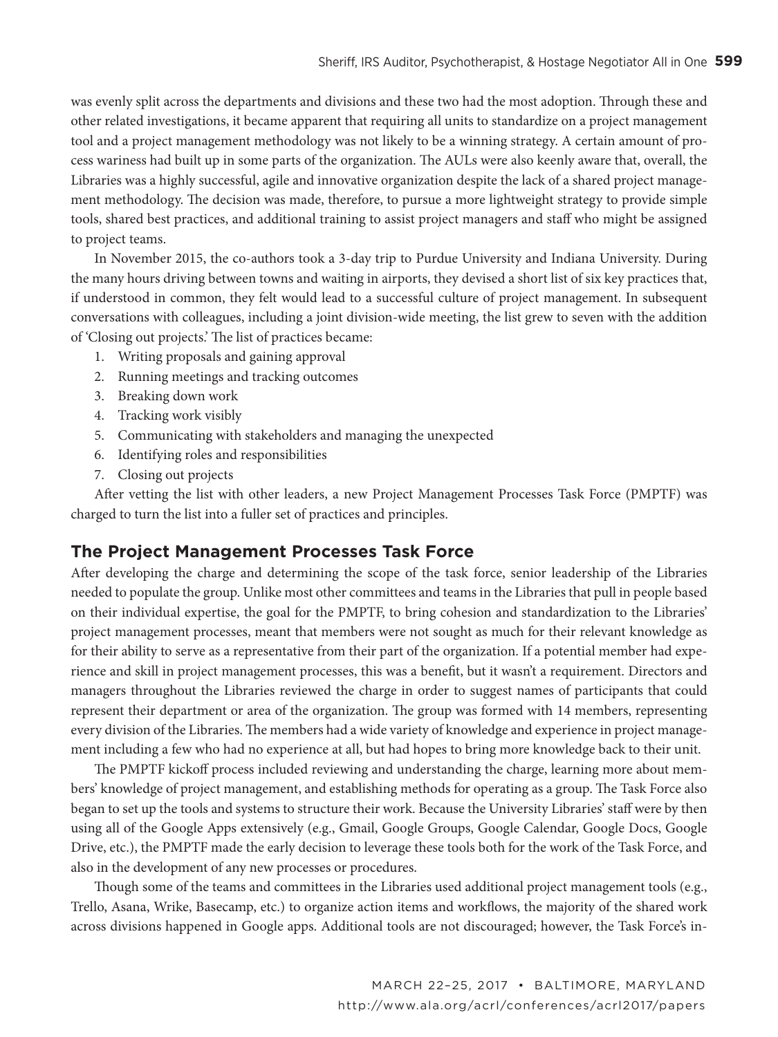was evenly split across the departments and divisions and these two had the most adoption. Through these and other related investigations, it became apparent that requiring all units to standardize on a project management tool and a project management methodology was not likely to be a winning strategy. A certain amount of process wariness had built up in some parts of the organization. The AULs were also keenly aware that, overall, the Libraries was a highly successful, agile and innovative organization despite the lack of a shared project management methodology. The decision was made, therefore, to pursue a more lightweight strategy to provide simple tools, shared best practices, and additional training to assist project managers and staff who might be assigned to project teams.

In November 2015, the co-authors took a 3-day trip to Purdue University and Indiana University. During the many hours driving between towns and waiting in airports, they devised a short list of six key practices that, if understood in common, they felt would lead to a successful culture of project management. In subsequent conversations with colleagues, including a joint division-wide meeting, the list grew to seven with the addition of 'Closing out projects.' The list of practices became:

1. Writing proposals and gaining approval
2. Running meetings and tracking outcomes
3. Breaking down work
4. Tracking work visibly
5. Communicating with stakeholders and managing the unexpected
6. Identifying roles and responsibilities
7. Closing out projects

After vetting the list with other leaders, a new Project Management Processes Task Force (PMPTF) was charged to turn the list into a fuller set of practices and principles.

## The Project Management Processes Task Force

After developing the charge and determining the scope of the task force, senior leadership of the Libraries needed to populate the group. Unlike most other committees and teams in the Libraries that pull in people based on their individual expertise, the goal for the PMPTF, to bring cohesion and standardization to the Libraries' project management processes, meant that members were not sought as much for their relevant knowledge as for their ability to serve as a representative from their part of the organization. If a potential member had experience and skill in project management processes, this was a benefit, but it wasn't a requirement. Directors and managers throughout the Libraries reviewed the charge in order to suggest names of participants that could represent their department or area of the organization. The group was formed with 14 members, representing every division of the Libraries. The members had a wide variety of knowledge and experience in project management including a few who had no experience at all, but had hopes to bring more knowledge back to their unit.

The PMPTF kickoff process included reviewing and understanding the charge, learning more about members' knowledge of project management, and establishing methods for operating as a group. The Task Force also began to set up the tools and systems to structure their work. Because the University Libraries' staff were by then using all of the Google Apps extensively (e.g., Gmail, Google Groups, Google Calendar, Google Docs, Google Drive, etc.), the PMPTF made the early decision to leverage these tools both for the work of the Task Force, and also in the development of any new processes or procedures.

Though some of the teams and committees in the Libraries used additional project management tools (e.g., Trello, Asana, Wrike, Basecamp, etc.) to organize action items and workflows, the majority of the shared work across divisions happened in Google apps. Additional tools are not discouraged; however, the Task Force's in-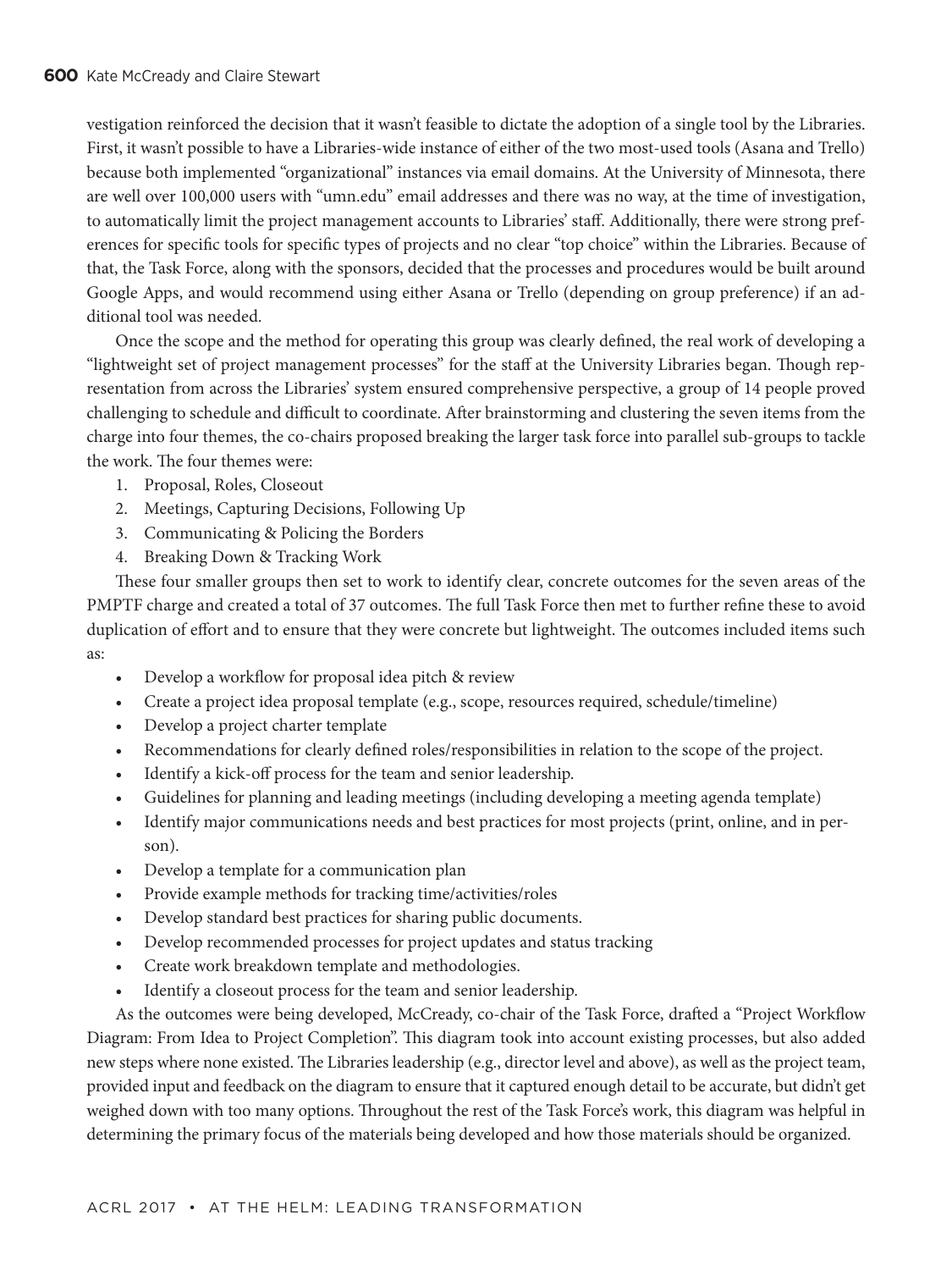vestigation reinforced the decision that it wasn't feasible to dictate the adoption of a single tool by the Libraries. First, it wasn't possible to have a Libraries-wide instance of either of the two most-used tools (Asana and Trello) because both implemented "organizational" instances via email domains. At the University of Minnesota, there are well over 100,000 users with "umn.edu" email addresses and there was no way, at the time of investigation, to automatically limit the project management accounts to Libraries' staff. Additionally, there were strong preferences for specific tools for specific types of projects and no clear "top choice" within the Libraries. Because of that, the Task Force, along with the sponsors, decided that the processes and procedures would be built around Google Apps, and would recommend using either Asana or Trello (depending on group preference) if an additional tool was needed.

Once the scope and the method for operating this group was clearly defined, the real work of developing a "lightweight set of project management processes" for the staff at the University Libraries began. Though representation from across the Libraries' system ensured comprehensive perspective, a group of 14 people proved challenging to schedule and difficult to coordinate. After brainstorming and clustering the seven items from the charge into four themes, the co-chairs proposed breaking the larger task force into parallel sub-groups to tackle the work. The four themes were:

1. Proposal, Roles, Closeout
2. Meetings, Capturing Decisions, Following Up
3. Communicating & Policing the Borders
4. Breaking Down & Tracking Work

These four smaller groups then set to work to identify clear, concrete outcomes for the seven areas of the PMPTF charge and created a total of 37 outcomes. The full Task Force then met to further refine these to avoid duplication of effort and to ensure that they were concrete but lightweight. The outcomes included items such as:

- Develop a workflow for proposal idea pitch & review
- Create a project idea proposal template (e.g., scope, resources required, schedule/timeline)
- Develop a project charter template
- Recommendations for clearly defined roles/responsibilities in relation to the scope of the project.
- Identify a kick-off process for the team and senior leadership.
- Guidelines for planning and leading meetings (including developing a meeting agenda template)
- Identify major communications needs and best practices for most projects (print, online, and in person).
- Develop a template for a communication plan
- Provide example methods for tracking time/activities/roles
- Develop standard best practices for sharing public documents.
- Develop recommended processes for project updates and status tracking
- Create work breakdown template and methodologies.
- Identify a closeout process for the team and senior leadership.

As the outcomes were being developed, McCready, co-chair of the Task Force, drafted a "Project Workflow Diagram: From Idea to Project Completion". This diagram took into account existing processes, but also added new steps where none existed. The Libraries leadership (e.g., director level and above), as well as the project team, provided input and feedback on the diagram to ensure that it captured enough detail to be accurate, but didn't get weighed down with too many options. Throughout the rest of the Task Force's work, this diagram was helpful in determining the primary focus of the materials being developed and how those materials should be organized.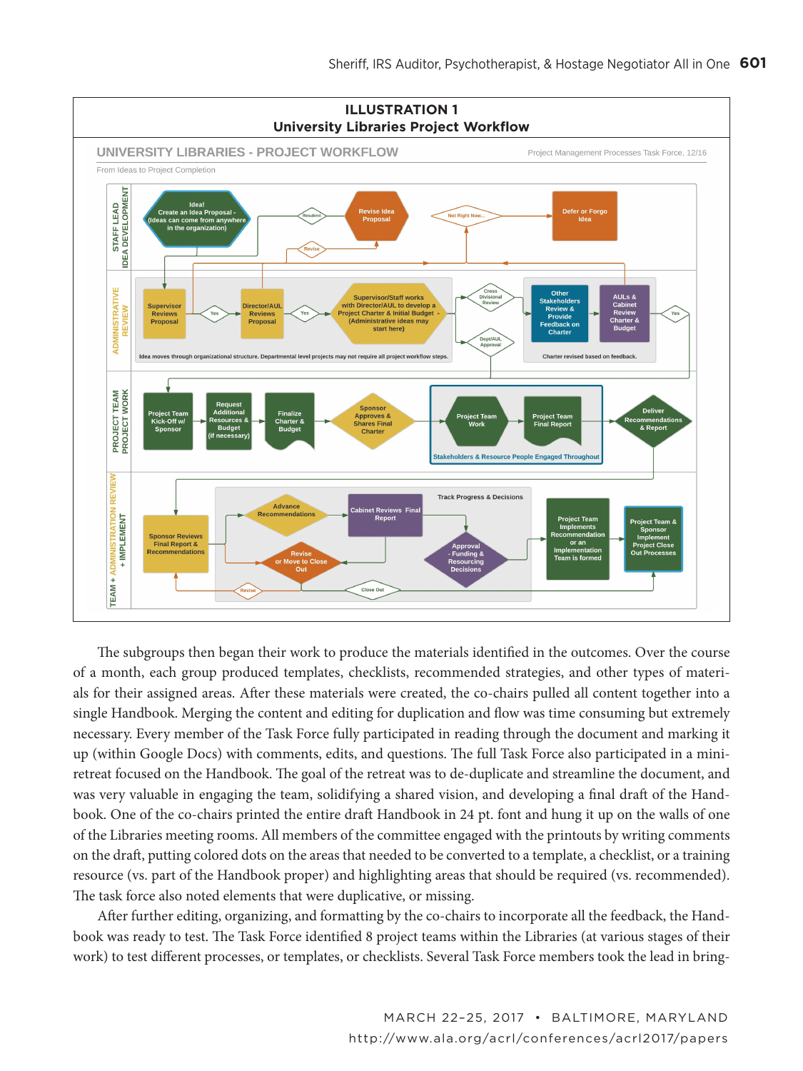**ILLUSTRATION 1**
**University Libraries Project Workflow**

UNIVERSITY LIBRARIES - PROJECT WORKFLOW

Project Management Processes Task Force, 12/16

From Ideas to Project Completion

STAFF LEAD IDEA DEVELOPMENT

Idea! Create an Idea Proposal - (Ideas can come from anywhere in the organization)

Resubmit

Revise Idea Proposal

Not Right Now...

Defer or Forgo Idea

Revise

ADMINISTRATIVE REVIEW

Supervisor Reviews Proposal

Yes

Director/AUL Reviews Proposal

Yes

Supervisor/Staff works with Director/AUL to develop a Project Charter & Initial Budget - (Administrative ideas may start here)

Cross Divisional Review

Dept/AUL Approval

Other Stakeholders Review & Provide Feedback on Charter

AULs & Cabinet Review Charter & Budget

Yes

Idea moves through organizational structure. Departmental level projects may not require all project workflow steps.

Charter revised based on feedback.

PROJECT TEAM PROJECT WORK

Project Team Kick-Off w/ Sponsor

Request Additional Resources & Budget (if necessary)

Finalize Charter & Budget

Sponsor Approves & Shares Final Charter

Project Team Work

Project Team Final Report

Stakeholders & Resource People Engaged Throughout

Deliver Recommendations & Report

TEAM + ADMINISTRATION REVIEW + IMPLEMENT

Track Progress & Decisions

Advance Recommendations

Cabinet Reviews Final Report

Sponsor Reviews Final Report & Recommendations

Revise or Move to Close Out

Approval - Funding & Resourcing Decisions

Project Team Implements Recommendation or an Implementation Team is formed

Project Team & Sponsor Implement Project Close Out Processes

Revise

Close Out

The subgroups then began their work to produce the materials identified in the outcomes. Over the course of a month, each group produced templates, checklists, recommended strategies, and other types of materials for their assigned areas. After these materials were created, the co-chairs pulled all content together into a single Handbook. Merging the content and editing for duplication and flow was time consuming but extremely necessary. Every member of the Task Force fully participated in reading through the document and marking it up (within Google Docs) with comments, edits, and questions. The full Task Force also participated in a mini-retreat focused on the Handbook. The goal of the retreat was to de-duplicate and streamline the document, and was very valuable in engaging the team, solidifying a shared vision, and developing a final draft of the Handbook. One of the co-chairs printed the entire draft Handbook in 24 pt. font and hung it up on the walls of one of the Libraries meeting rooms. All members of the committee engaged with the printouts by writing comments on the draft, putting colored dots on the areas that needed to be converted to a template, a checklist, or a training resource (vs. part of the Handbook proper) and highlighting areas that should be required (vs. recommended). The task force also noted elements that were duplicative, or missing.

After further editing, organizing, and formatting by the co-chairs to incorporate all the feedback, the Handbook was ready to test. The Task Force identified 8 project teams within the Libraries (at various stages of their work) to test different processes, or templates, or checklists. Several Task Force members took the lead in bring-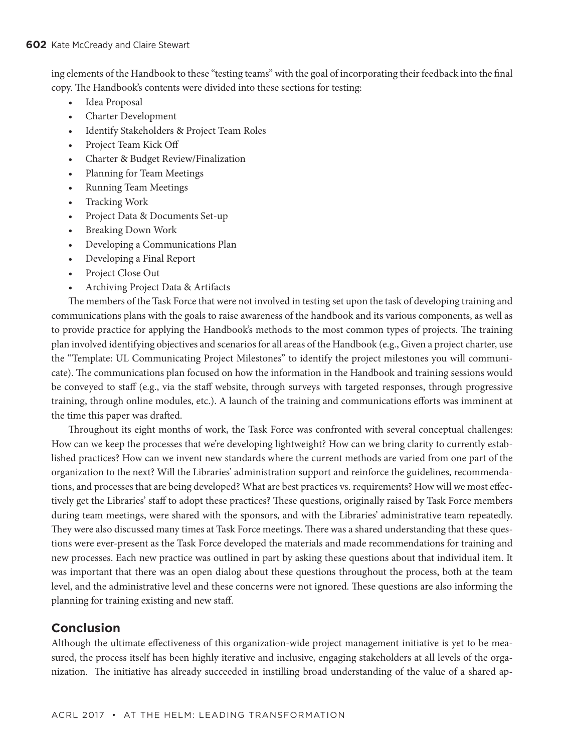ing elements of the Handbook to these "testing teams" with the goal of incorporating their feedback into the final copy. The Handbook's contents were divided into these sections for testing:

- Idea Proposal
- Charter Development
- Identify Stakeholders & Project Team Roles
- Project Team Kick Off
- Charter & Budget Review/Finalization
- Planning for Team Meetings
- Running Team Meetings
- Tracking Work
- Project Data & Documents Set-up
- Breaking Down Work
- Developing a Communications Plan
- Developing a Final Report
- Project Close Out
- Archiving Project Data & Artifacts

The members of the Task Force that were not involved in testing set upon the task of developing training and communications plans with the goals to raise awareness of the handbook and its various components, as well as to provide practice for applying the Handbook's methods to the most common types of projects. The training plan involved identifying objectives and scenarios for all areas of the Handbook (e.g., Given a project charter, use the "Template: UL Communicating Project Milestones" to identify the project milestones you will communicate). The communications plan focused on how the information in the Handbook and training sessions would be conveyed to staff (e.g., via the staff website, through surveys with targeted responses, through progressive training, through online modules, etc.). A launch of the training and communications efforts was imminent at the time this paper was drafted.

Throughout its eight months of work, the Task Force was confronted with several conceptual challenges: How can we keep the processes that we're developing lightweight? How can we bring clarity to currently established practices? How can we invent new standards where the current methods are varied from one part of the organization to the next? Will the Libraries' administration support and reinforce the guidelines, recommendations, and processes that are being developed? What are best practices vs. requirements? How will we most effectively get the Libraries' staff to adopt these practices? These questions, originally raised by Task Force members during team meetings, were shared with the sponsors, and with the Libraries' administrative team repeatedly. They were also discussed many times at Task Force meetings. There was a shared understanding that these questions were ever-present as the Task Force developed the materials and made recommendations for training and new processes. Each new practice was outlined in part by asking these questions about that individual item. It was important that there was an open dialog about these questions throughout the process, both at the team level, and the administrative level and these concerns were not ignored. These questions are also informing the planning for training existing and new staff.

## Conclusion

Although the ultimate effectiveness of this organization-wide project management initiative is yet to be measured, the process itself has been highly iterative and inclusive, engaging stakeholders at all levels of the organization. The initiative has already succeeded in instilling broad understanding of the value of a shared ap-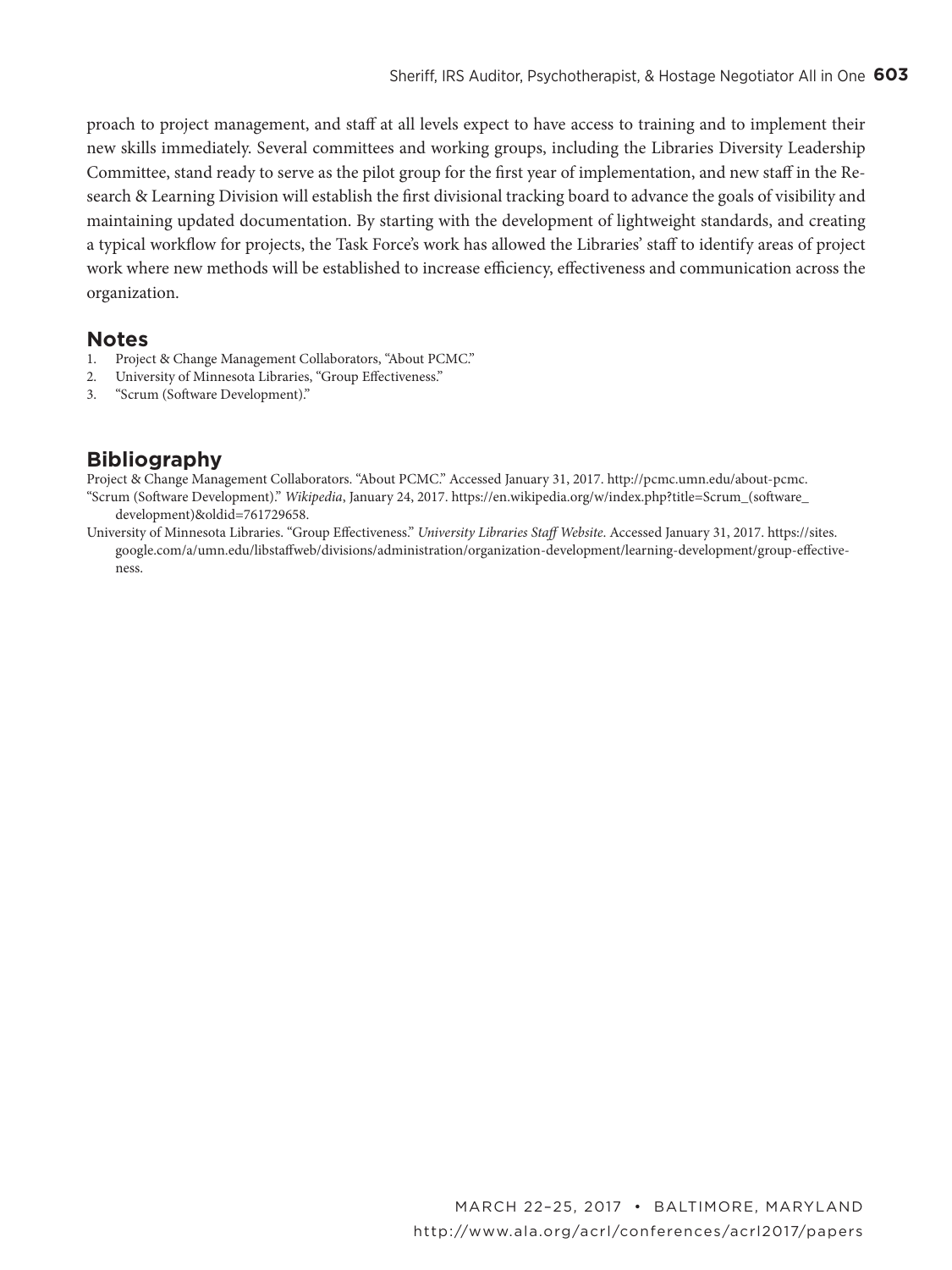proach to project management, and staff at all levels expect to have access to training and to implement their new skills immediately. Several committees and working groups, including the Libraries Diversity Leadership Committee, stand ready to serve as the pilot group for the first year of implementation, and new staff in the Research & Learning Division will establish the first divisional tracking board to advance the goals of visibility and maintaining updated documentation. By starting with the development of lightweight standards, and creating a typical workflow for projects, the Task Force's work has allowed the Libraries' staff to identify areas of project work where new methods will be established to increase efficiency, effectiveness and communication across the organization.

## Notes

1. Project & Change Management Collaborators, "About PCMC."
2. University of Minnesota Libraries, "Group Effectiveness."
3. "Scrum (Software Development)."

## Bibliography

Project & Change Management Collaborators. "About PCMC." Accessed January 31, 2017. http://pcmc.umn.edu/about-pcmc.

"Scrum (Software Development)." *Wikipedia*, January 24, 2017. https://en.wikipedia.org/w/index.php?title=Scrum_(software_development)&oldid=761729658.

University of Minnesota Libraries. "Group Effectiveness." *University Libraries Staff Website*. Accessed January 31, 2017. https://sites.google.com/a/umn.edu/libstaffweb/divisions/administration/organization-development/learning-development/group-effectiveness.